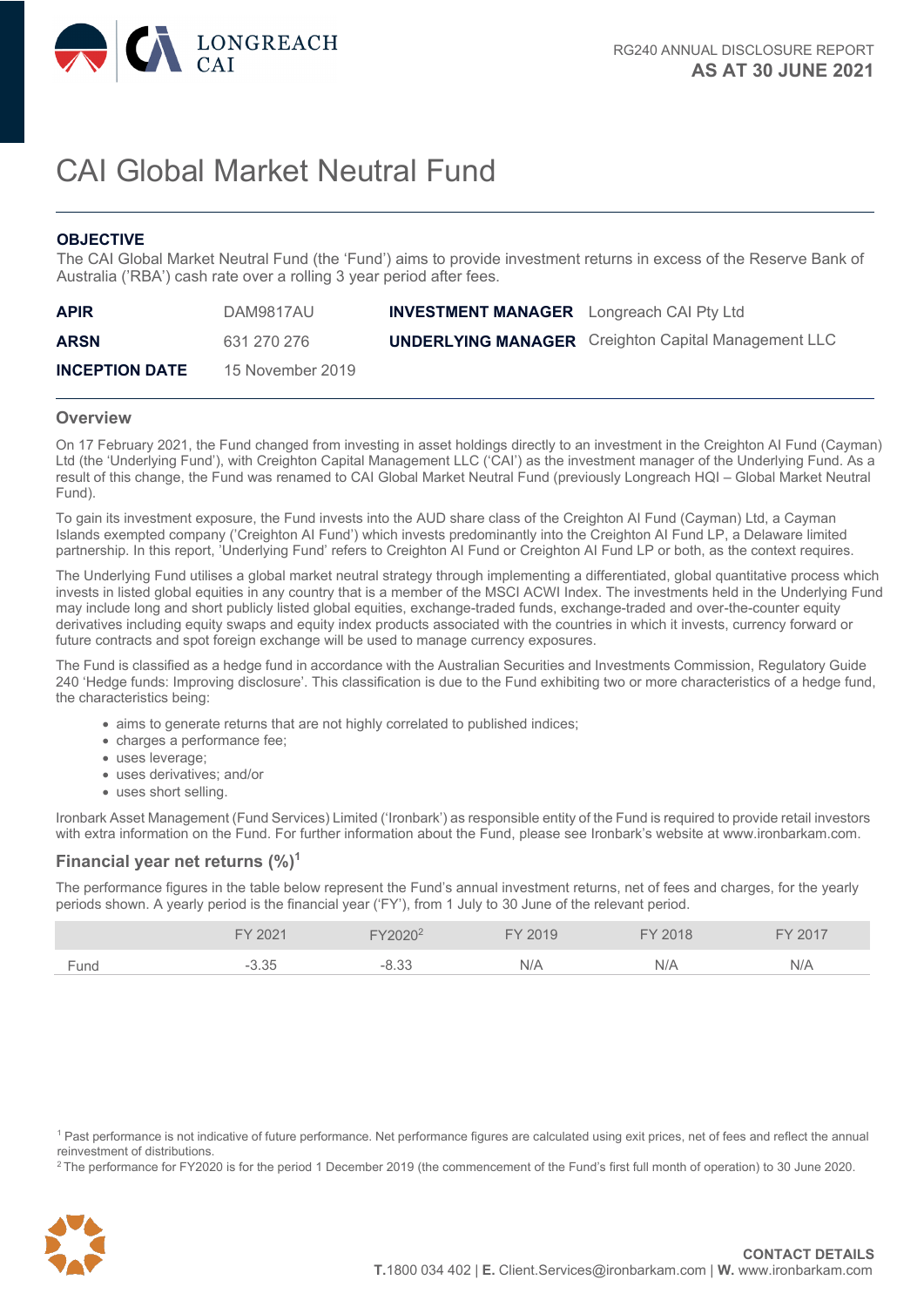RG240 ANNUAL DISCLOSURE REPORT
**AS AT 30 JUNE 2021**

# CAI Global Market Neutral Fund

## OBJECTIVE

The CAI Global Market Neutral Fund (the 'Fund') aims to provide investment returns in excess of the Reserve Bank of Australia ('RBA') cash rate over a rolling 3 year period after fees.

| | | | |
|---|---|---|---|
| **APIR** | DAM9817AU | **INVESTMENT MANAGER** | Longreach CAI Pty Ltd |
| **ARSN** | 631 270 276 | **UNDERLYING MANAGER** | Creighton Capital Management LLC |
| **INCEPTION DATE** | 15 November 2019 | | |

## Overview

On 17 February 2021, the Fund changed from investing in asset holdings directly to an investment in the Creighton AI Fund (Cayman) Ltd (the 'Underlying Fund'), with Creighton Capital Management LLC ('CAI') as the investment manager of the Underlying Fund. As a result of this change, the Fund was renamed to CAI Global Market Neutral Fund (previously Longreach HQI – Global Market Neutral Fund).

To gain its investment exposure, the Fund invests into the AUD share class of the Creighton AI Fund (Cayman) Ltd, a Cayman Islands exempted company ('Creighton AI Fund') which invests predominantly into the Creighton AI Fund LP, a Delaware limited partnership. In this report, 'Underlying Fund' refers to Creighton AI Fund or Creighton AI Fund LP or both, as the context requires.

The Underlying Fund utilises a global market neutral strategy through implementing a differentiated, global quantitative process which invests in listed global equities in any country that is a member of the MSCI ACWI Index. The investments held in the Underlying Fund may include long and short publicly listed global equities, exchange-traded funds, exchange-traded and over-the-counter equity derivatives including equity swaps and equity index products associated with the countries in which it invests, currency forward or future contracts and spot foreign exchange will be used to manage currency exposures.

The Fund is classified as a hedge fund in accordance with the Australian Securities and Investments Commission, Regulatory Guide 240 'Hedge funds: Improving disclosure'. This classification is due to the Fund exhibiting two or more characteristics of a hedge fund, the characteristics being:

- aims to generate returns that are not highly correlated to published indices;
- charges a performance fee;
- uses leverage;
- uses derivatives; and/or
- uses short selling.

Ironbark Asset Management (Fund Services) Limited ('Ironbark') as responsible entity of the Fund is required to provide retail investors with extra information on the Fund. For further information about the Fund, please see Ironbark's website at www.ironbarkam.com.

## Financial year net returns (%)[1]

The performance figures in the table below represent the Fund's annual investment returns, net of fees and charges, for the yearly periods shown. A yearly period is the financial year ('FY'), from 1 July to 30 June of the relevant period.

| | FY 2021 | FY2020[2] | FY 2019 | FY 2018 | FY 2017 |
|---|---|---|---|---|---|
| Fund | -3.35 | -8.33 | N/A | N/A | N/A |

[1] Past performance is not indicative of future performance. Net performance figures are calculated using exit prices, net of fees and reflect the annual reinvestment of distributions.

[2] The performance for FY2020 is for the period 1 December 2019 (the commencement of the Fund's first full month of operation) to 30 June 2020.

**CONTACT DETAILS**
**T.** 1800 034 402 | **E.** Client.Services@ironbarkam.com | **W.** www.ironbarkam.com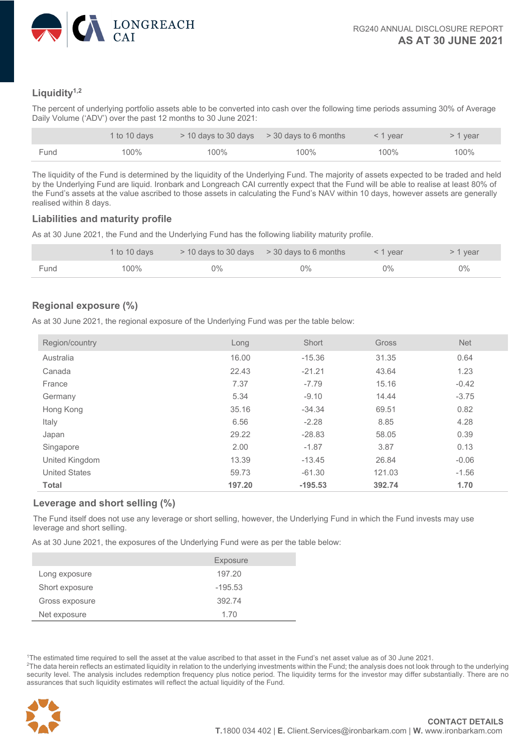## Liquidity[1,2]

The percent of underlying portfolio assets able to be converted into cash over the following time periods assuming 30% of Average Daily Volume ('ADV') over the past 12 months to 30 June 2021:

| | 1 to 10 days | > 10 days to 30 days | > 30 days to 6 months | < 1 year | > 1 year |
|---|---|---|---|---|---|
| Fund | 100% | 100% | 100% | 100% | 100% |

The liquidity of the Fund is determined by the liquidity of the Underlying Fund. The majority of assets expected to be traded and held by the Underlying Fund are liquid. Ironbark and Longreach CAI currently expect that the Fund will be able to realise at least 80% of the Fund's assets at the value ascribed to those assets in calculating the Fund's NAV within 10 days, however assets are generally realised within 8 days.

### Liabilities and maturity profile

As at 30 June 2021, the Fund and the Underlying Fund has the following liability maturity profile.

| | 1 to 10 days | > 10 days to 30 days | > 30 days to 6 months | < 1 year | > 1 year |
|---|---|---|---|---|---|
| Fund | 100% | 0% | 0% | 0% | 0% |

## Regional exposure (%)

As at 30 June 2021, the regional exposure of the Underlying Fund was per the table below:

| Region/country | Long | Short | Gross | Net |
|---|---|---|---|---|
| Australia | 16.00 | -15.36 | 31.35 | 0.64 |
| Canada | 22.43 | -21.21 | 43.64 | 1.23 |
| France | 7.37 | -7.79 | 15.16 | -0.42 |
| Germany | 5.34 | -9.10 | 14.44 | -3.75 |
| Hong Kong | 35.16 | -34.34 | 69.51 | 0.82 |
| Italy | 6.56 | -2.28 | 8.85 | 4.28 |
| Japan | 29.22 | -28.83 | 58.05 | 0.39 |
| Singapore | 2.00 | -1.87 | 3.87 | 0.13 |
| United Kingdom | 13.39 | -13.45 | 26.84 | -0.06 |
| United States | 59.73 | -61.30 | 121.03 | -1.56 |
| **Total** | **197.20** | **-195.53** | **392.74** | **1.70** |

## Leverage and short selling (%)

The Fund itself does not use any leverage or short selling, however, the Underlying Fund in which the Fund invests may use leverage and short selling.

As at 30 June 2021, the exposures of the Underlying Fund were as per the table below:

| | Exposure |
|---|---|
| Long exposure | 197.20 |
| Short exposure | -195.53 |
| Gross exposure | 392.74 |
| Net exposure | 1.70 |

[1]The estimated time required to sell the asset at the value ascribed to that asset in the Fund's net asset value as of 30 June 2021.
[2]The data herein reflects an estimated liquidity in relation to the underlying investments within the Fund; the analysis does not look through to the underlying security level. The analysis includes redemption frequency plus notice period. The liquidity terms for the investor may differ substantially. There are no assurances that such liquidity estimates will reflect the actual liquidity of the Fund.

**CONTACT DETAILS**
**T.**1800 034 402 | **E.** Client.Services@ironbarkam.com | **W.** www.ironbarkam.com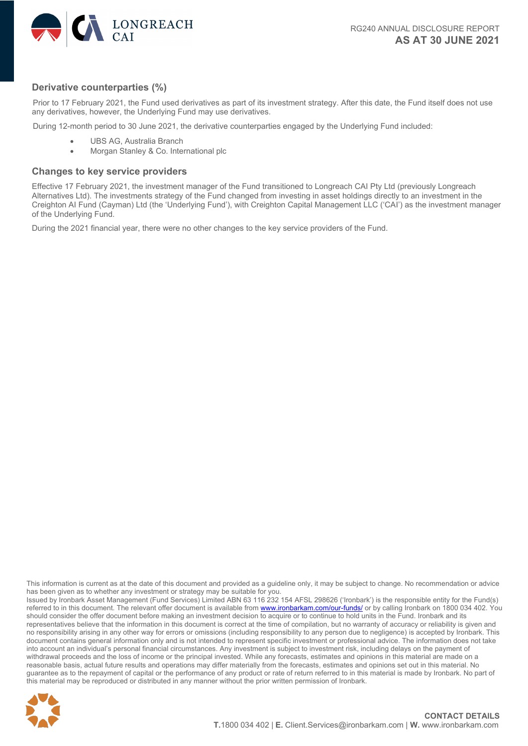## Derivative counterparties (%)

Prior to 17 February 2021, the Fund used derivatives as part of its investment strategy. After this date, the Fund itself does not use any derivatives, however, the Underlying Fund may use derivatives.

During 12-month period to 30 June 2021, the derivative counterparties engaged by the Underlying Fund included:

- UBS AG, Australia Branch
- Morgan Stanley & Co. International plc

## Changes to key service providers

Effective 17 February 2021, the investment manager of the Fund transitioned to Longreach CAI Pty Ltd (previously Longreach Alternatives Ltd). The investments strategy of the Fund changed from investing in asset holdings directly to an investment in the Creighton AI Fund (Cayman) Ltd (the 'Underlying Fund'), with Creighton Capital Management LLC ('CAI') as the investment manager of the Underlying Fund.

During the 2021 financial year, there were no other changes to the key service providers of the Fund.

This information is current as at the date of this document and provided as a guideline only, it may be subject to change. No recommendation or advice has been given as to whether any investment or strategy may be suitable for you.
Issued by Ironbark Asset Management (Fund Services) Limited ABN 63 116 232 154 AFSL 298626 ('Ironbark') is the responsible entity for the Fund(s) referred to in this document. The relevant offer document is available from www.ironbarkam.com/our-funds/ or by calling Ironbark on 1800 034 402. You should consider the offer document before making an investment decision to acquire or to continue to hold units in the Fund. Ironbark and its representatives believe that the information in this document is correct at the time of compilation, but no warranty of accuracy or reliability is given and no responsibility arising in any other way for errors or omissions (including responsibility to any person due to negligence) is accepted by Ironbark. This document contains general information only and is not intended to represent specific investment or professional advice. The information does not take into account an individual's personal financial circumstances. Any investment is subject to investment risk, including delays on the payment of withdrawal proceeds and the loss of income or the principal invested. While any forecasts, estimates and opinions in this material are made on a reasonable basis, actual future results and operations may differ materially from the forecasts, estimates and opinions set out in this material. No guarantee as to the repayment of capital or the performance of any product or rate of return referred to in this material is made by Ironbark. No part of this material may be reproduced or distributed in any manner without the prior written permission of Ironbark.

**CONTACT DETAILS**
**T.**1800 034 402 | **E.** Client.Services@ironbarkam.com | **W.** www.ironbarkam.com